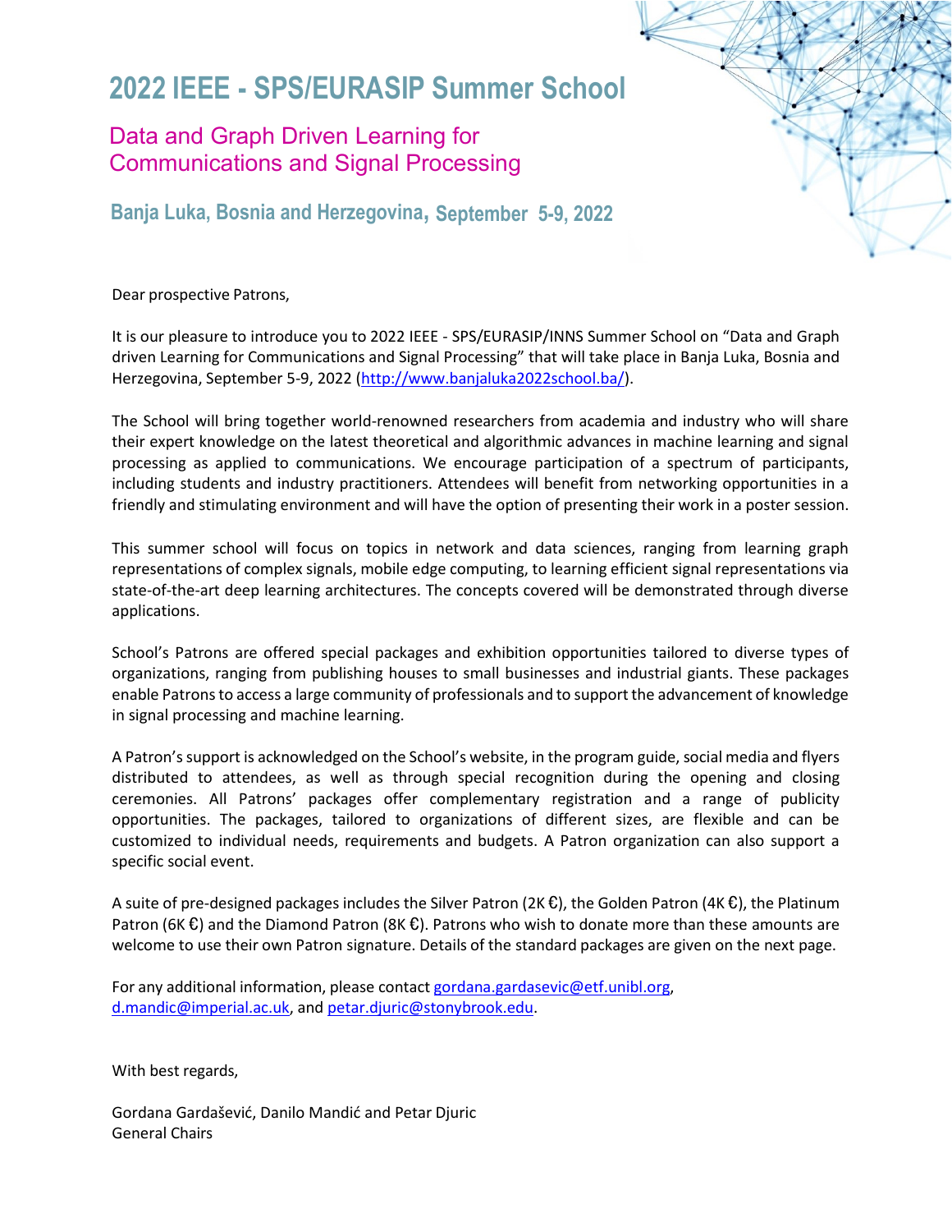# 2022 IEEE - SPS/EURASIP Summer School

## Data and Graph Driven Learning for Communications and Signal Processing

### Banja Luka, Bosnia and Herzegovina, September 5-9, 2022

Dear prospective Patrons,

It is our pleasure to introduce you to 2022 IEEE - SPS/EURASIP/INNS Summer School on "Data and Graph driven Learning for Communications and Signal Processing" that will take place in Banja Luka, Bosnia and Herzegovina, September 5-9, 2022 (http://www.banjaluka2022school.ba/).

The School will bring together world-renowned researchers from academia and industry who will share their expert knowledge on the latest theoretical and algorithmic advances in machine learning and signal processing as applied to communications. We encourage participation of a spectrum of participants, including students and industry practitioners. Attendees will benefit from networking opportunities in a friendly and stimulating environment and will have the option of presenting their work in a poster session.

This summer school will focus on topics in network and data sciences, ranging from learning graph representations of complex signals, mobile edge computing, to learning efficient signal representations via state-of-the-art deep learning architectures. The concepts covered will be demonstrated through diverse applications.

School's Patrons are offered special packages and exhibition opportunities tailored to diverse types of organizations, ranging from publishing houses to small businesses and industrial giants. These packages enable Patrons to access a large community of professionals and to support the advancement of knowledge in signal processing and machine learning.

A Patron's support is acknowledged on the School's website, in the program guide, social media and flyers distributed to attendees, as well as through special recognition during the opening and closing ceremonies. All Patrons' packages offer complementary registration and a range of publicity opportunities. The packages, tailored to organizations of different sizes, are flexible and can be customized to individual needs, requirements and budgets. A Patron organization can also support a specific social event.

A suite of pre-designed packages includes the Silver Patron (2K €), the Golden Patron (4K €), the Platinum Patron (6K €) and the Diamond Patron (8K €). Patrons who wish to donate more than these amounts are welcome to use their own Patron signature. Details of the standard packages are given on the next page.

For any additional information, please contact gordana.gardasevic@etf.unibl.org, d.mandic@imperial.ac.uk, and petar.djuric@stonybrook.edu.

With best regards,

Gordana Gardašević, Danilo Mandić and Petar Djuric
General Chairs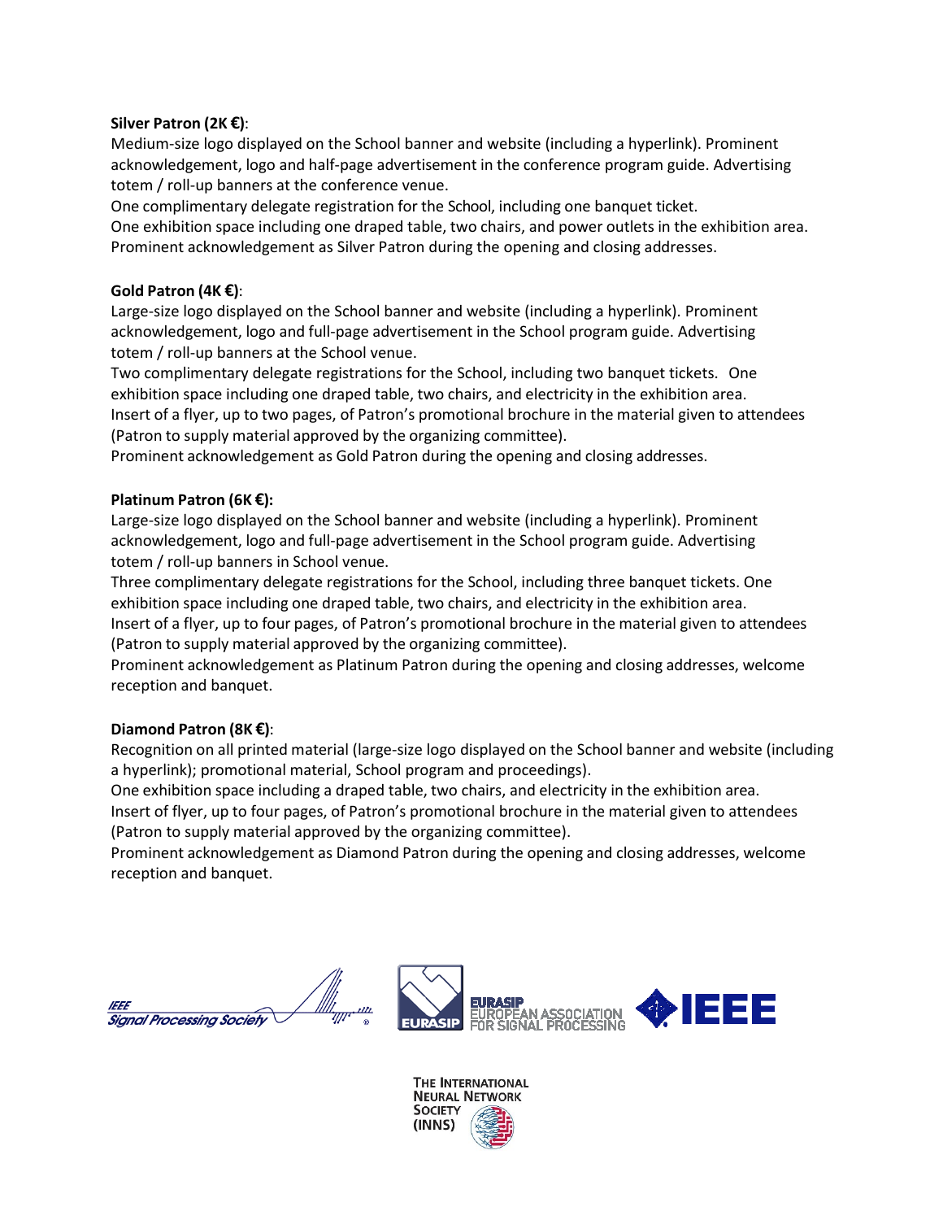**Silver Patron (2K €)**:
Medium-size logo displayed on the School banner and website (including a hyperlink). Prominent acknowledgement, logo and half-page advertisement in the conference program guide. Advertising totem / roll-up banners at the conference venue.
One complimentary delegate registration for the School, including one banquet ticket.
One exhibition space including one draped table, two chairs, and power outlets in the exhibition area.
Prominent acknowledgement as Silver Patron during the opening and closing addresses.

**Gold Patron (4K €)**:
Large-size logo displayed on the School banner and website (including a hyperlink). Prominent acknowledgement, logo and full-page advertisement in the School program guide. Advertising totem / roll-up banners at the School venue.
Two complimentary delegate registrations for the School, including two banquet tickets. One exhibition space including one draped table, two chairs, and electricity in the exhibition area.
Insert of a flyer, up to two pages, of Patron's promotional brochure in the material given to attendees (Patron to supply material approved by the organizing committee).
Prominent acknowledgement as Gold Patron during the opening and closing addresses.

**Platinum Patron (6K €):**
Large-size logo displayed on the School banner and website (including a hyperlink). Prominent acknowledgement, logo and full-page advertisement in the School program guide. Advertising totem / roll-up banners in School venue.
Three complimentary delegate registrations for the School, including three banquet tickets. One exhibition space including one draped table, two chairs, and electricity in the exhibition area.
Insert of a flyer, up to four pages, of Patron's promotional brochure in the material given to attendees (Patron to supply material approved by the organizing committee).
Prominent acknowledgement as Platinum Patron during the opening and closing addresses, welcome reception and banquet.

**Diamond Patron (8K €)**:
Recognition on all printed material (large-size logo displayed on the School banner and website (including a hyperlink); promotional material, School program and proceedings).
One exhibition space including a draped table, two chairs, and electricity in the exhibition area.
Insert of flyer, up to four pages, of Patron's promotional brochure in the material given to attendees (Patron to supply material approved by the organizing committee).
Prominent acknowledgement as Diamond Patron during the opening and closing addresses, welcome reception and banquet.

IEEE Signal Processing Society

EURASIP European Association for Signal Processing

IEEE

The International Neural Network Society (INNS)